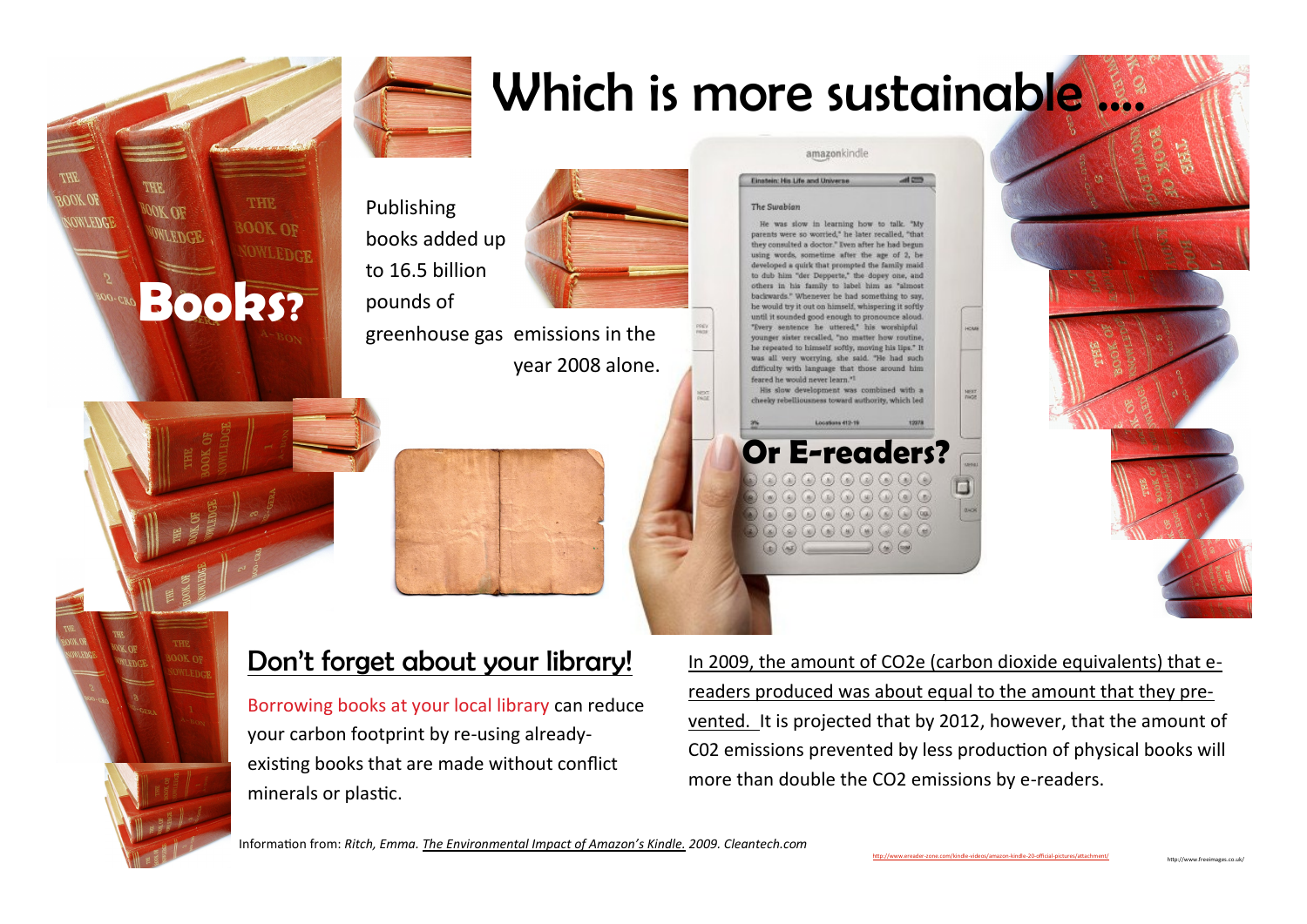# Which is more sustainable ....

## Books?

Publishing books added up to 16.5 billion pounds of greenhouse gas emissions in the year 2008 alone.

## Or E-readers?

## Don't forget about your library!

Borrowing books at your local library can reduce your carbon footprint by re-using already-existing books that are made without conflict minerals or plastic.

In 2009, the amount of CO2e (carbon dioxide equivalents) that e-readers produced was about equal to the amount that they pre-vented. It is projected that by 2012, however, that the amount of C02 emissions prevented by less production of physical books will more than double the CO2 emissions by e-readers.

Information from: *Ritch, Emma. The Environmental Impact of Amazon's Kindle. 2009. Cleantech.com*

http://www.ereader-zone.com/kindle-videos/amazon-kindle-20-official-pictures/attachment/

http://www.freeimages.co.uk/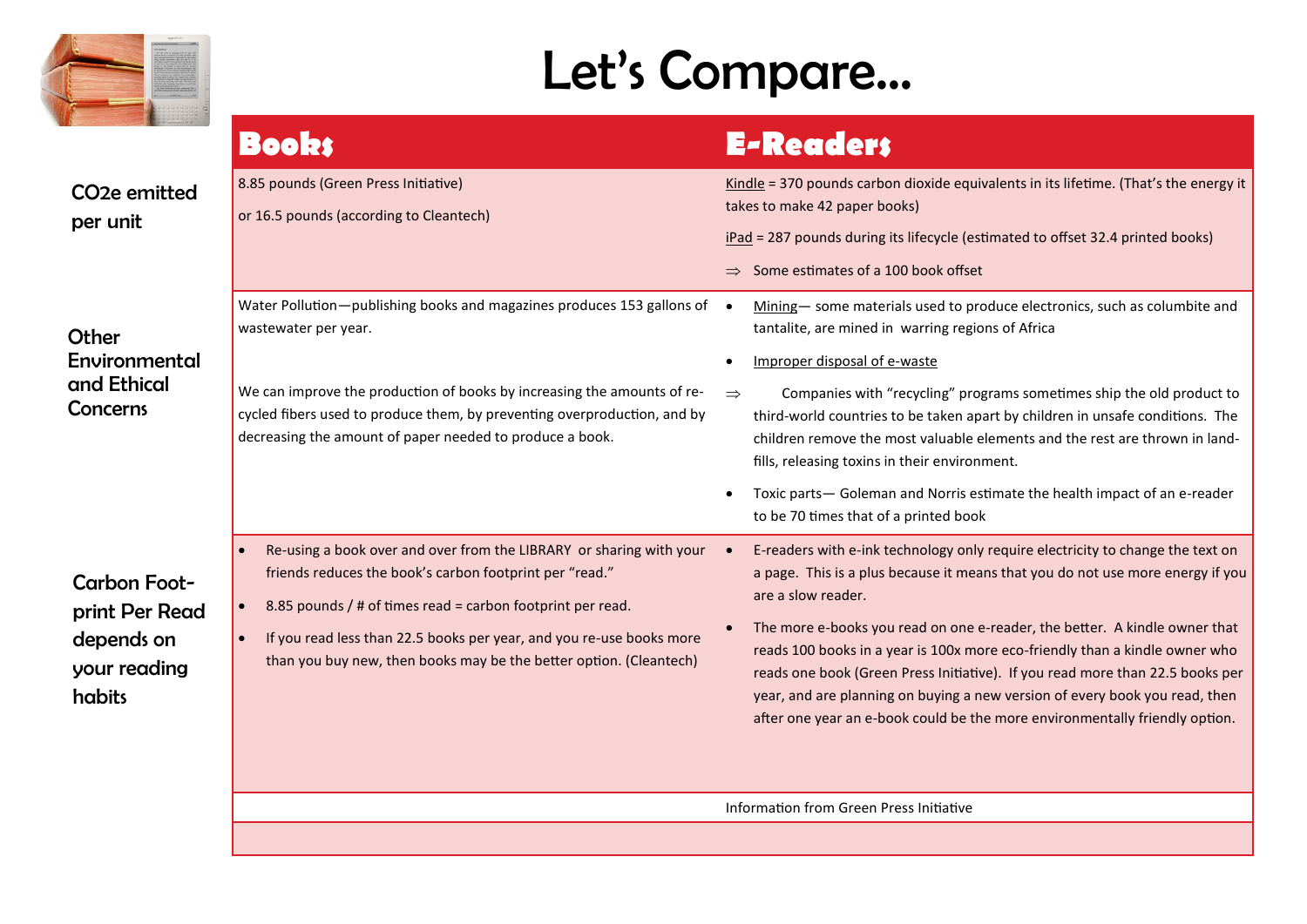# Let's Compare...

| | Books | E-Readers |
|---|---|---|
| CO2e emitted per unit | 8.85 pounds (Green Press Initiative)<br><br>or 16.5 pounds (according to Cleantech) | Kindle = 370 pounds carbon dioxide equivalents in its lifetime. (That's the energy it takes to make 42 paper books)<br><br>iPad = 287 pounds during its lifecycle (estimated to offset 32.4 printed books)<br><br>⇒ Some estimates of a 100 book offset |
| Other Environmental and Ethical Concerns | Water Pollution—publishing books and magazines produces 153 gallons of wastewater per year.<br><br>We can improve the production of books by increasing the amounts of recycled fibers used to produce them, by preventing overproduction, and by decreasing the amount of paper needed to produce a book. | • Mining— some materials used to produce electronics, such as columbite and tantalite, are mined in warring regions of Africa<br><br>• Improper disposal of e-waste<br><br>⇒ Companies with "recycling" programs sometimes ship the old product to third-world countries to be taken apart by children in unsafe conditions. The children remove the most valuable elements and the rest are thrown in landfills, releasing toxins in their environment.<br><br>• Toxic parts— Goleman and Norris estimate the health impact of an e-reader to be 70 times that of a printed book |
| Carbon Footprint Per Read depends on your reading habits | • Re-using a book over and over from the LIBRARY or sharing with your friends reduces the book's carbon footprint per "read."<br><br>• 8.85 pounds / # of times read = carbon footprint per read.<br><br>• If you read less than 22.5 books per year, and you re-use books more than you buy new, then books may be the better option. (Cleantech) | • E-readers with e-ink technology only require electricity to change the text on a page. This is a plus because it means that you do not use more energy if you are a slow reader.<br><br>• The more e-books you read on one e-reader, the better. A kindle owner that reads 100 books in a year is 100x more eco-friendly than a kindle owner who reads one book (Green Press Initiative). If you read more than 22.5 books per year, and are planning on buying a new version of every book you read, then after one year an e-book could be the more environmentally friendly option. |
| | | Information from Green Press Initiative |